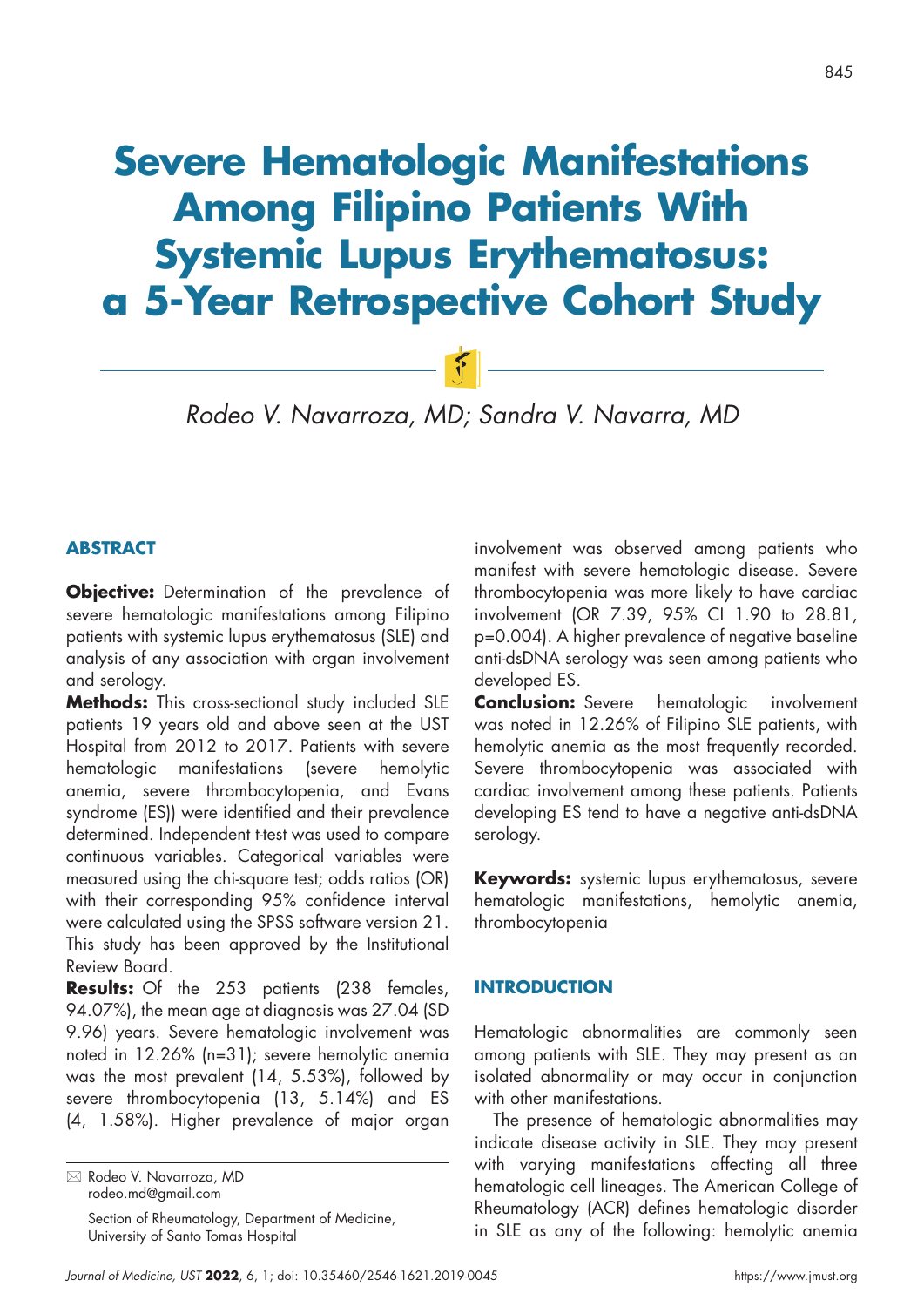# Severe Hematologic Manifestations Among Filipino Patients With Systemic Lupus Erythematosus: a 5-Year Retrospective Cohort Study

*Rodeo V. Navarroza, MD; Sandra V. Navarra, MD*

## ABSTRACT

**Objective:** Determination of the prevalence of severe hematologic manifestations among Filipino patients with systemic lupus erythematosus (SLE) and analysis of any association with organ involvement and serology.

**Methods:** This cross-sectional study included SLE patients 19 years old and above seen at the UST Hospital from 2012 to 2017. Patients with severe hematologic manifestations (severe hemolytic anemia, severe thrombocytopenia, and Evans syndrome (ES)) were identified and their prevalence determined. Independent t-test was used to compare continuous variables. Categorical variables were measured using the chi-square test; odds ratios (OR) with their corresponding 95% confidence interval were calculated using the SPSS software version 21. This study has been approved by the Institutional Review Board.

**Results:** Of the 253 patients (238 females, 94.07%), the mean age at diagnosis was 27.04 (SD 9.96) years. Severe hematologic involvement was noted in 12.26% (n=31); severe hemolytic anemia was the most prevalent (14, 5.53%), followed by severe thrombocytopenia (13, 5.14%) and ES (4, 1.58%). Higher prevalence of major organ involvement was observed among patients who manifest with severe hematologic disease. Severe thrombocytopenia was more likely to have cardiac involvement (OR 7.39, 95% CI 1.90 to 28.81, p=0.004). A higher prevalence of negative baseline anti-dsDNA serology was seen among patients who developed ES.

**Conclusion:** Severe hematologic involvement was noted in 12.26% of Filipino SLE patients, with hemolytic anemia as the most frequently recorded. Severe thrombocytopenia was associated with cardiac involvement among these patients. Patients developing ES tend to have a negative anti-dsDNA serology.

**Keywords:** systemic lupus erythematosus, severe hematologic manifestations, hemolytic anemia, thrombocytopenia

✉ Rodeo V. Navarroza, MD
rodeo.md@gmail.com

Section of Rheumatology, Department of Medicine, University of Santo Tomas Hospital

## INTRODUCTION

Hematologic abnormalities are commonly seen among patients with SLE. They may present as an isolated abnormality or may occur in conjunction with other manifestations.

The presence of hematologic abnormalities may indicate disease activity in SLE. They may present with varying manifestations affecting all three hematologic cell lineages. The American College of Rheumatology (ACR) defines hematologic disorder in SLE as any of the following: hemolytic anemia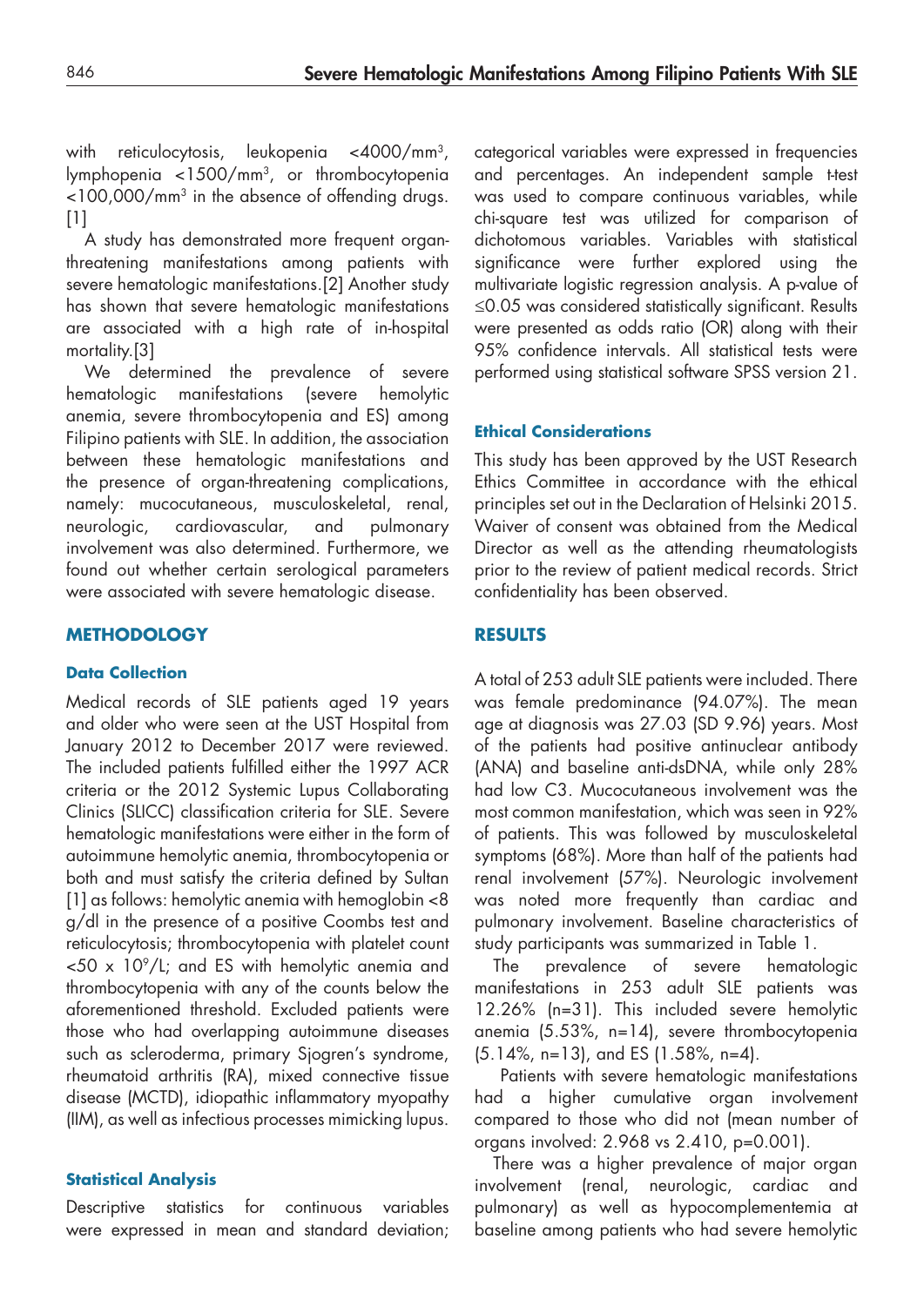with reticulocytosis, leukopenia <4000/mm$^3$, lymphopenia <1500/mm$^3$, or thrombocytopenia <100,000/mm$^3$ in the absence of offending drugs.[1]

A study has demonstrated more frequent organ-threatening manifestations among patients with severe hematologic manifestations.[2] Another study has shown that severe hematologic manifestations are associated with a high rate of in-hospital mortality.[3]

We determined the prevalence of severe hematologic manifestations (severe hemolytic anemia, severe thrombocytopenia and ES) among Filipino patients with SLE. In addition, the association between these hematologic manifestations and the presence of organ-threatening complications, namely: mucocutaneous, musculoskeletal, renal, neurologic, cardiovascular, and pulmonary involvement was also determined. Furthermore, we found out whether certain serological parameters were associated with severe hematologic disease.

## METHODOLOGY

### Data Collection

Medical records of SLE patients aged 19 years and older who were seen at the UST Hospital from January 2012 to December 2017 were reviewed. The included patients fulfilled either the 1997 ACR criteria or the 2012 Systemic Lupus Collaborating Clinics (SLICC) classification criteria for SLE. Severe hematologic manifestations were either in the form of autoimmune hemolytic anemia, thrombocytopenia or both and must satisfy the criteria defined by Sultan [1] as follows: hemolytic anemia with hemoglobin <8 g/dl in the presence of a positive Coombs test and reticulocytosis; thrombocytopenia with platelet count <50 x 10$^9$/L; and ES with hemolytic anemia and thrombocytopenia with any of the counts below the aforementioned threshold. Excluded patients were those who had overlapping autoimmune diseases such as scleroderma, primary Sjogren's syndrome, rheumatoid arthritis (RA), mixed connective tissue disease (MCTD), idiopathic inflammatory myopathy (IIM), as well as infectious processes mimicking lupus.

### Statistical Analysis

Descriptive statistics for continuous variables were expressed in mean and standard deviation; categorical variables were expressed in frequencies and percentages. An independent sample t-test was used to compare continuous variables, while chi-square test was utilized for comparison of dichotomous variables. Variables with statistical significance were further explored using the multivariate logistic regression analysis. A p-value of ≤0.05 was considered statistically significant. Results were presented as odds ratio (OR) along with their 95% confidence intervals. All statistical tests were performed using statistical software SPSS version 21.

### Ethical Considerations

This study has been approved by the UST Research Ethics Committee in accordance with the ethical principles set out in the Declaration of Helsinki 2015. Waiver of consent was obtained from the Medical Director as well as the attending rheumatologists prior to the review of patient medical records. Strict confidentiality has been observed.

## RESULTS

A total of 253 adult SLE patients were included. There was female predominance (94.07%). The mean age at diagnosis was 27.03 (SD 9.96) years. Most of the patients had positive antinuclear antibody (ANA) and baseline anti-dsDNA, while only 28% had low C3. Mucocutaneous involvement was the most common manifestation, which was seen in 92% of patients. This was followed by musculoskeletal symptoms (68%). More than half of the patients had renal involvement (57%). Neurologic involvement was noted more frequently than cardiac and pulmonary involvement. Baseline characteristics of study participants was summarized in Table 1.

The prevalence of severe hematologic manifestations in 253 adult SLE patients was 12.26% (n=31). This included severe hemolytic anemia (5.53%, n=14), severe thrombocytopenia (5.14%, n=13), and ES (1.58%, n=4).

Patients with severe hematologic manifestations had a higher cumulative organ involvement compared to those who did not (mean number of organs involved: 2.968 vs 2.410, p=0.001).

There was a higher prevalence of major organ involvement (renal, neurologic, cardiac and pulmonary) as well as hypocomplementemia at baseline among patients who had severe hemolytic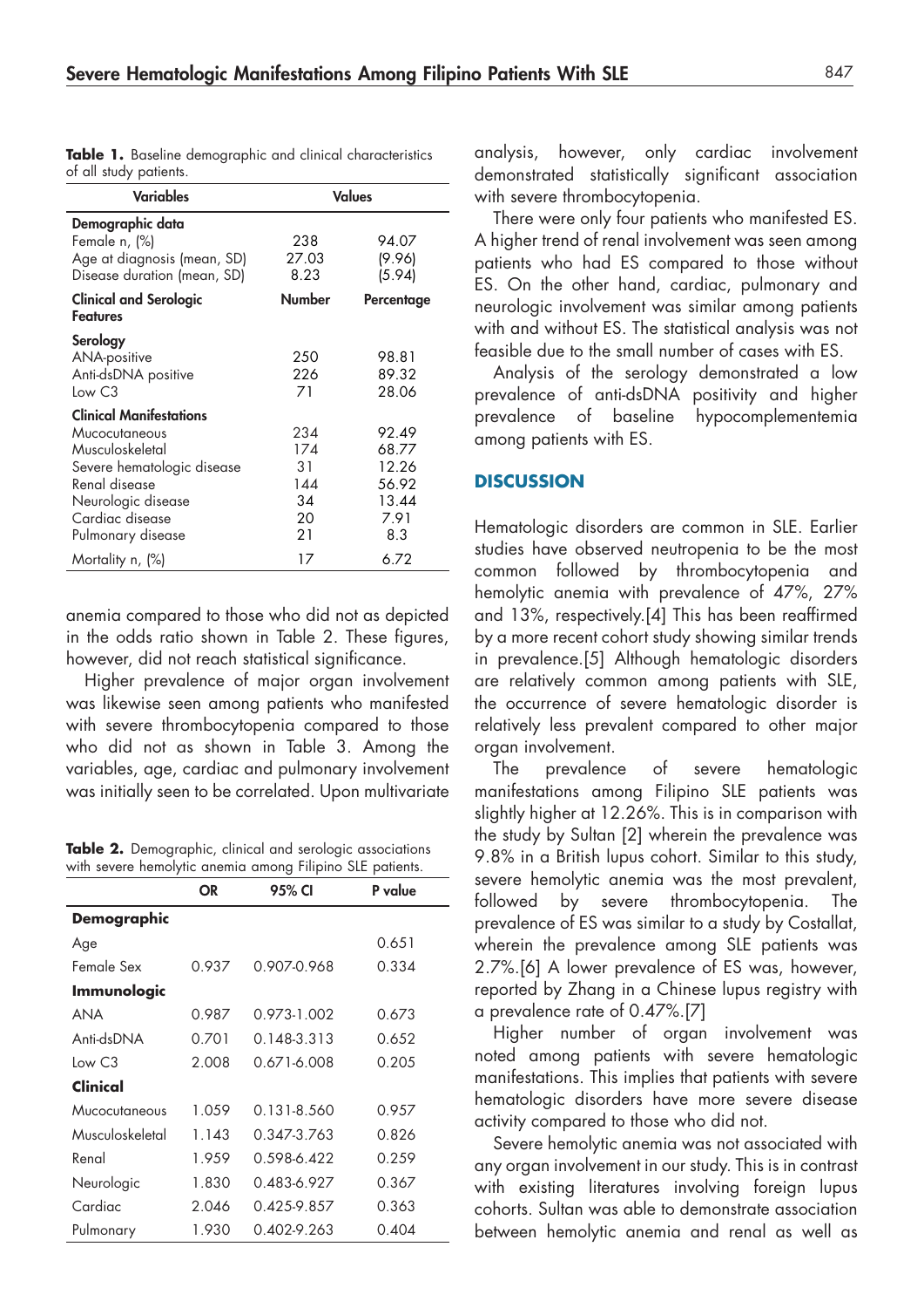**Table 1.** Baseline demographic and clinical characteristics of all study patients.

| Variables | Values | |
|---|---|---|
| **Demographic data** | | |
| Female n, (%) | 238 | 94.07 |
| Age at diagnosis (mean, SD) | 27.03 | (9.96) |
| Disease duration (mean, SD) | 8.23 | (5.94) |
| **Clinical and Serologic Features** | **Number** | **Percentage** |
| **Serology** | | |
| ANA-positive | 250 | 98.81 |
| Anti-dsDNA positive | 226 | 89.32 |
| Low C3 | 71 | 28.06 |
| **Clinical Manifestations** | | |
| Mucocutaneous | 234 | 92.49 |
| Musculoskeletal | 174 | 68.77 |
| Severe hematologic disease | 31 | 12.26 |
| Renal disease | 144 | 56.92 |
| Neurologic disease | 34 | 13.44 |
| Cardiac disease | 20 | 7.91 |
| Pulmonary disease | 21 | 8.3 |
| Mortality n, (%) | 17 | 6.72 |

anemia compared to those who did not as depicted in the odds ratio shown in Table 2. These figures, however, did not reach statistical significance.

Higher prevalence of major organ involvement was likewise seen among patients who manifested with severe thrombocytopenia compared to those who did not as shown in Table 3. Among the variables, age, cardiac and pulmonary involvement was initially seen to be correlated. Upon multivariate analysis, however, only cardiac involvement demonstrated statistically significant association with severe thrombocytopenia.

**Table 2.** Demographic, clinical and serologic associations with severe hemolytic anemia among Filipino SLE patients.

| | OR | 95% CI | P value |
|---|---|---|---|
| **Demographic** | | | |
| Age | | | 0.651 |
| Female Sex | 0.937 | 0.907-0.968 | 0.334 |
| **Immunologic** | | | |
| ANA | 0.987 | 0.973-1.002 | 0.673 |
| Anti-dsDNA | 0.701 | 0.148-3.313 | 0.652 |
| Low C3 | 2.008 | 0.671-6.008 | 0.205 |
| **Clinical** | | | |
| Mucocutaneous | 1.059 | 0.131-8.560 | 0.957 |
| Musculoskeletal | 1.143 | 0.347-3.763 | 0.826 |
| Renal | 1.959 | 0.598-6.422 | 0.259 |
| Neurologic | 1.830 | 0.483-6.927 | 0.367 |
| Cardiac | 2.046 | 0.425-9.857 | 0.363 |
| Pulmonary | 1.930 | 0.402-9.263 | 0.404 |

There were only four patients who manifested ES. A higher trend of renal involvement was seen among patients who had ES compared to those without ES. On the other hand, cardiac, pulmonary and neurologic involvement was similar among patients with and without ES. The statistical analysis was not feasible due to the small number of cases with ES.

Analysis of the serology demonstrated a low prevalence of anti-dsDNA positivity and higher prevalence of baseline hypocomplementemia among patients with ES.

## DISCUSSION

Hematologic disorders are common in SLE. Earlier studies have observed neutropenia to be the most common followed by thrombocytopenia and hemolytic anemia with prevalence of 47%, 27% and 13%, respectively.[4] This has been reaffirmed by a more recent cohort study showing similar trends in prevalence.[5] Although hematologic disorders are relatively common among patients with SLE, the occurrence of severe hematologic disorder is relatively less prevalent compared to other major organ involvement.

The prevalence of severe hematologic manifestations among Filipino SLE patients was slightly higher at 12.26%. This is in comparison with the study by Sultan [2] wherein the prevalence was 9.8% in a British lupus cohort. Similar to this study, severe hemolytic anemia was the most prevalent, followed by severe thrombocytopenia. The prevalence of ES was similar to a study by Costallat, wherein the prevalence among SLE patients was 2.7%.[6] A lower prevalence of ES was, however, reported by Zhang in a Chinese lupus registry with a prevalence rate of 0.47%.[7]

Higher number of organ involvement was noted among patients with severe hematologic manifestations. This implies that patients with severe hematologic disorders have more severe disease activity compared to those who did not.

Severe hemolytic anemia was not associated with any organ involvement in our study. This is in contrast with existing literatures involving foreign lupus cohorts. Sultan was able to demonstrate association between hemolytic anemia and renal as well as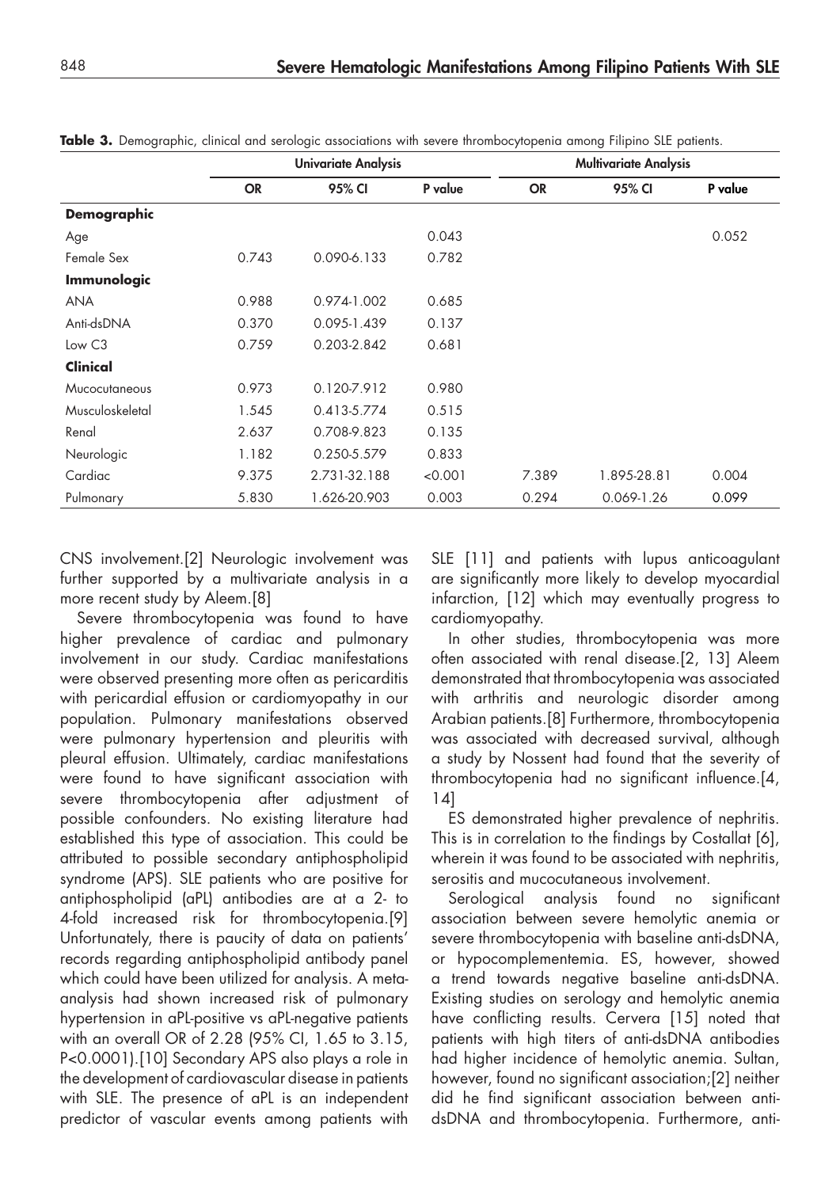**Table 3.** Demographic, clinical and serologic associations with severe thrombocytopenia among Filipino SLE patients.

| | Univariate Analysis | | | Multivariate Analysis | | |
|---|---|---|---|---|---|---|
| | OR | 95% CI | P value | OR | 95% CI | P value |
| **Demographic** | | | | | | |
| Age | | | 0.043 | | | 0.052 |
| Female Sex | 0.743 | 0.090-6.133 | 0.782 | | | |
| **Immunologic** | | | | | | |
| ANA | 0.988 | 0.974-1.002 | 0.685 | | | |
| Anti-dsDNA | 0.370 | 0.095-1.439 | 0.137 | | | |
| Low C3 | 0.759 | 0.203-2.842 | 0.681 | | | |
| **Clinical** | | | | | | |
| Mucocutaneous | 0.973 | 0.120-7.912 | 0.980 | | | |
| Musculoskeletal | 1.545 | 0.413-5.774 | 0.515 | | | |
| Renal | 2.637 | 0.708-9.823 | 0.135 | | | |
| Neurologic | 1.182 | 0.250-5.579 | 0.833 | | | |
| Cardiac | 9.375 | 2.731-32.188 | <0.001 | 7.389 | 1.895-28.81 | 0.004 |
| Pulmonary | 5.830 | 1.626-20.903 | 0.003 | 0.294 | 0.069-1.26 | 0.099 |

CNS involvement.[2] Neurologic involvement was further supported by a multivariate analysis in a more recent study by Aleem.[8]

Severe thrombocytopenia was found to have higher prevalence of cardiac and pulmonary involvement in our study. Cardiac manifestations were observed presenting more often as pericarditis with pericardial effusion or cardiomyopathy in our population. Pulmonary manifestations observed were pulmonary hypertension and pleuritis with pleural effusion. Ultimately, cardiac manifestations were found to have significant association with severe thrombocytopenia after adjustment of possible confounders. No existing literature had established this type of association. This could be attributed to possible secondary antiphospholipid syndrome (APS). SLE patients who are positive for antiphospholipid (aPL) antibodies are at a 2- to 4-fold increased risk for thrombocytopenia.[9] Unfortunately, there is paucity of data on patients' records regarding antiphospholipid antibody panel which could have been utilized for analysis. A meta-analysis had shown increased risk of pulmonary hypertension in aPL-positive vs aPL-negative patients with an overall OR of 2.28 (95% CI, 1.65 to 3.15, $P<0.0001$).[10] Secondary APS also plays a role in the development of cardiovascular disease in patients with SLE. The presence of aPL is an independent predictor of vascular events among patients with SLE [11] and patients with lupus anticoagulant are significantly more likely to develop myocardial infarction, [12] which may eventually progress to cardiomyopathy.

In other studies, thrombocytopenia was more often associated with renal disease.[2, 13] Aleem demonstrated that thrombocytopenia was associated with arthritis and neurologic disorder among Arabian patients.[8] Furthermore, thrombocytopenia was associated with decreased survival, although a study by Nossent had found that the severity of thrombocytopenia had no significant influence.[4, 14]

ES demonstrated higher prevalence of nephritis. This is in correlation to the findings by Costallat [6], wherein it was found to be associated with nephritis, serositis and mucocutaneous involvement.

Serological analysis found no significant association between severe hemolytic anemia or severe thrombocytopenia with baseline anti-dsDNA, or hypocomplementemia. ES, however, showed a trend towards negative baseline anti-dsDNA. Existing studies on serology and hemolytic anemia have conflicting results. Cervera [15] noted that patients with high titers of anti-dsDNA antibodies had higher incidence of hemolytic anemia. Sultan, however, found no significant association;[2] neither did he find significant association between anti-dsDNA and thrombocytopenia. Furthermore, anti-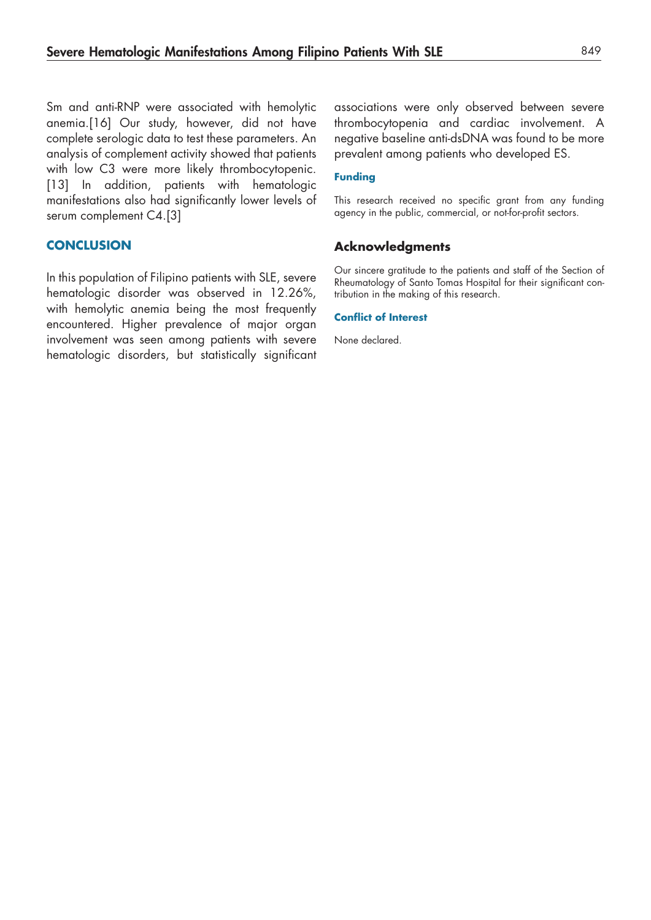Sm and anti-RNP were associated with hemolytic anemia.[16] Our study, however, did not have complete serologic data to test these parameters. An analysis of complement activity showed that patients with low C3 were more likely thrombocytopenic.[13] In addition, patients with hematologic manifestations also had significantly lower levels of serum complement C4.[3]

## CONCLUSION

In this population of Filipino patients with SLE, severe hematologic disorder was observed in 12.26%, with hemolytic anemia being the most frequently encountered. Higher prevalence of major organ involvement was seen among patients with severe hematologic disorders, but statistically significant associations were only observed between severe thrombocytopenia and cardiac involvement. A negative baseline anti-dsDNA was found to be more prevalent among patients who developed ES.

### Funding

This research received no specific grant from any funding agency in the public, commercial, or not-for-profit sectors.

## Acknowledgments

Our sincere gratitude to the patients and staff of the Section of Rheumatology of Santo Tomas Hospital for their significant contribution in the making of this research.

### Conflict of Interest

None declared.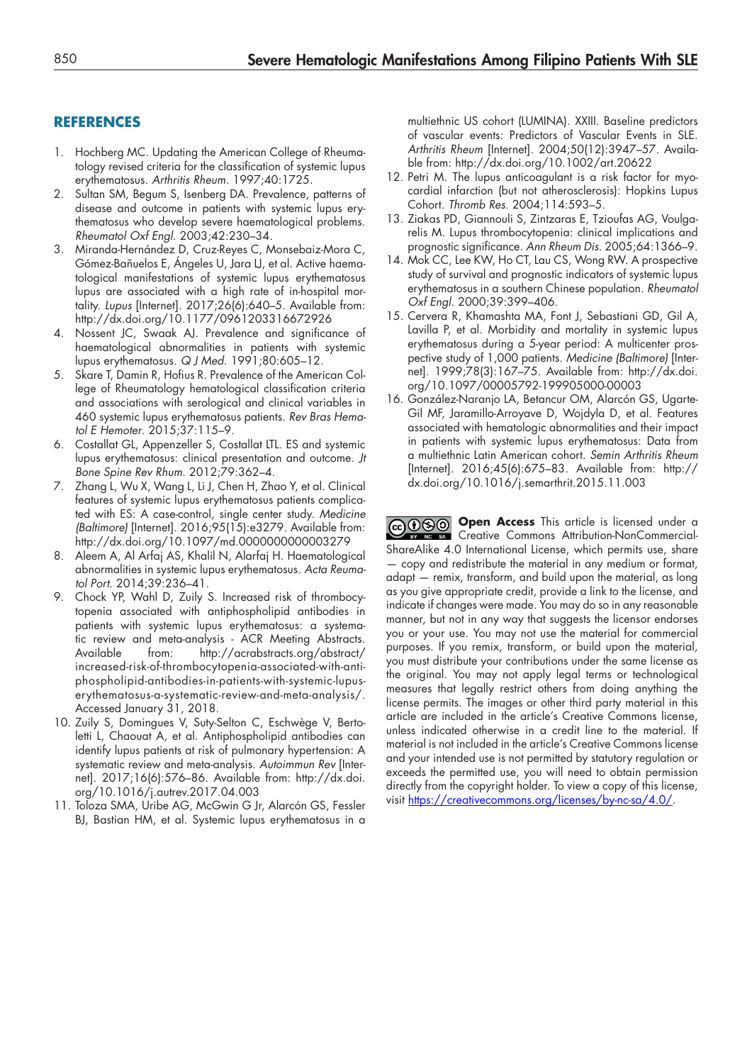## REFERENCES

1. Hochberg MC. Updating the American College of Rheumatology revised criteria for the classification of systemic lupus erythematosus. *Arthritis Rheum.* 1997;40:1725.
2. Sultan SM, Begum S, Isenberg DA. Prevalence, patterns of disease and outcome in patients with systemic lupus erythematosus who develop severe haematological problems. *Rheumatol Oxf Engl.* 2003;42:230–34.
3. Miranda-Hernández D, Cruz-Reyes C, Monsebaiz-Mora C, Gómez-Bañuelos E, Ángeles U, Jara LJ, et al. Active haematological manifestations of systemic lupus erythematosus lupus are associated with a high rate of in-hospital mortality. *Lupus* [Internet]. 2017;26(6):640–5. Available from: http://dx.doi.org/10.1177/0961203316672926
4. Nossent JC, Swaak AJ. Prevalence and significance of haematological abnormalities in patients with systemic lupus erythematosus. *Q J Med.* 1991;80:605–12.
5. Skare T, Damin R, Hofius R. Prevalence of the American College of Rheumatology hematological classification criteria and associations with serological and clinical variables in 460 systemic lupus erythematosus patients. *Rev Bras Hematol E Hemoter.* 2015;37:115–9.
6. Costallat GL, Appenzeller S, Costallat LTL. ES and systemic lupus erythematosus: clinical presentation and outcome. *Jt Bone Spine Rev Rhum.* 2012;79:362–4.
7. Zhang L, Wu X, Wang L, Li J, Chen H, Zhao Y, et al. Clinical features of systemic lupus erythematosus patients complicated with ES: A case-control, single center study. *Medicine (Baltimore)* [Internet]. 2016;95(15):e3279. Available from: http://dx.doi.org/10.1097/md.0000000000003279
8. Aleem A, Al Arfaj AS, Khalil N, Alarfaj H. Haematological abnormalities in systemic lupus erythematosus. *Acta Reumatol Port.* 2014;39:236–41.
9. Chock YP, Wahl D, Zuily S. Increased risk of thrombocytopenia associated with antiphospholipid antibodies in patients with systemic lupus erythematosus: a systematic review and meta-analysis - ACR Meeting Abstracts. Available from: http://acrabstracts.org/abstract/increased-risk-of-thrombocytopenia-associated-with-antiphospholipid-antibodies-in-patients-with-systemic-lupus-erythematosus-a-systematic-review-and-meta-analysis/. Accessed January 31, 2018.
10. Zuily S, Domingues V, Suty-Selton C, Eschwège V, Bertoletti L, Chaouat A, et al. Antiphospholipid antibodies can identify lupus patients at risk of pulmonary hypertension: A systematic review and meta-analysis. *Autoimmun Rev* [Internet]. 2017;16(6):576–86. Available from: http://dx.doi.org/10.1016/j.autrev.2017.04.003
11. Toloza SMA, Uribe AG, McGwin G Jr, Alarcón GS, Fessler BJ, Bastian HM, et al. Systemic lupus erythematosus in a multiethnic US cohort (LUMINA). XXIII. Baseline predictors of vascular events: Predictors of Vascular Events in SLE. *Arthritis Rheum* [Internet]. 2004;50(12):3947–57. Available from: http://dx.doi.org/10.1002/art.20622
12. Petri M. The lupus anticoagulant is a risk factor for myocardial infarction (but not atherosclerosis): Hopkins Lupus Cohort. *Thromb Res.* 2004;114:593–5.
13. Ziakas PD, Giannouli S, Zintzaras E, Tzioufas AG, Voulgarelis M. Lupus thrombocytopenia: clinical implications and prognostic significance. *Ann Rheum Dis.* 2005;64:1366–9.
14. Mok CC, Lee KW, Ho CT, Lau CS, Wong RW. A prospective study of survival and prognostic indicators of systemic lupus erythematosus in a southern Chinese population. *Rheumatol Oxf Engl.* 2000;39:399–406.
15. Cervera R, Khamashta MA, Font J, Sebastiani GD, Gil A, Lavilla P, et al. Morbidity and mortality in systemic lupus erythematosus during a 5-year period: A multicenter prospective study of 1,000 patients. *Medicine (Baltimore)* [Internet]. 1999;78(3):167–75. Available from: http://dx.doi.org/10.1097/00005792-199905000-00003
16. González-Naranjo LA, Betancur OM, Alarcón GS, Ugarte-Gil MF, Jaramillo-Arroyave D, Wojdyla D, et al. Features associated with hematologic abnormalities and their impact in patients with systemic lupus erythematosus: Data from a multiethnic Latin American cohort. *Semin Arthritis Rheum* [Internet]. 2016;45(6):675–83. Available from: http://dx.doi.org/10.1016/j.semarthrit.2015.11.003

**Open Access** This article is licensed under a Creative Commons Attribution-NonCommercial-ShareAlike 4.0 International License, which permits use, share — copy and redistribute the material in any medium or format, adapt — remix, transform, and build upon the material, as long as you give appropriate credit, provide a link to the license, and indicate if changes were made. You may do so in any reasonable manner, but not in any way that suggests the licensor endorses you or your use. You may not use the material for commercial purposes. If you remix, transform, or build upon the material, you must distribute your contributions under the same license as the original. You may not apply legal terms or technological measures that legally restrict others from doing anything the license permits. The images or other third party material in this article are included in the article's Creative Commons license, unless indicated otherwise in a credit line to the material. If material is not included in the article's Creative Commons license and your intended use is not permitted by statutory regulation or exceeds the permitted use, you will need to obtain permission directly from the copyright holder. To view a copy of this license, visit https://creativecommons.org/licenses/by-nc-sa/4.0/.